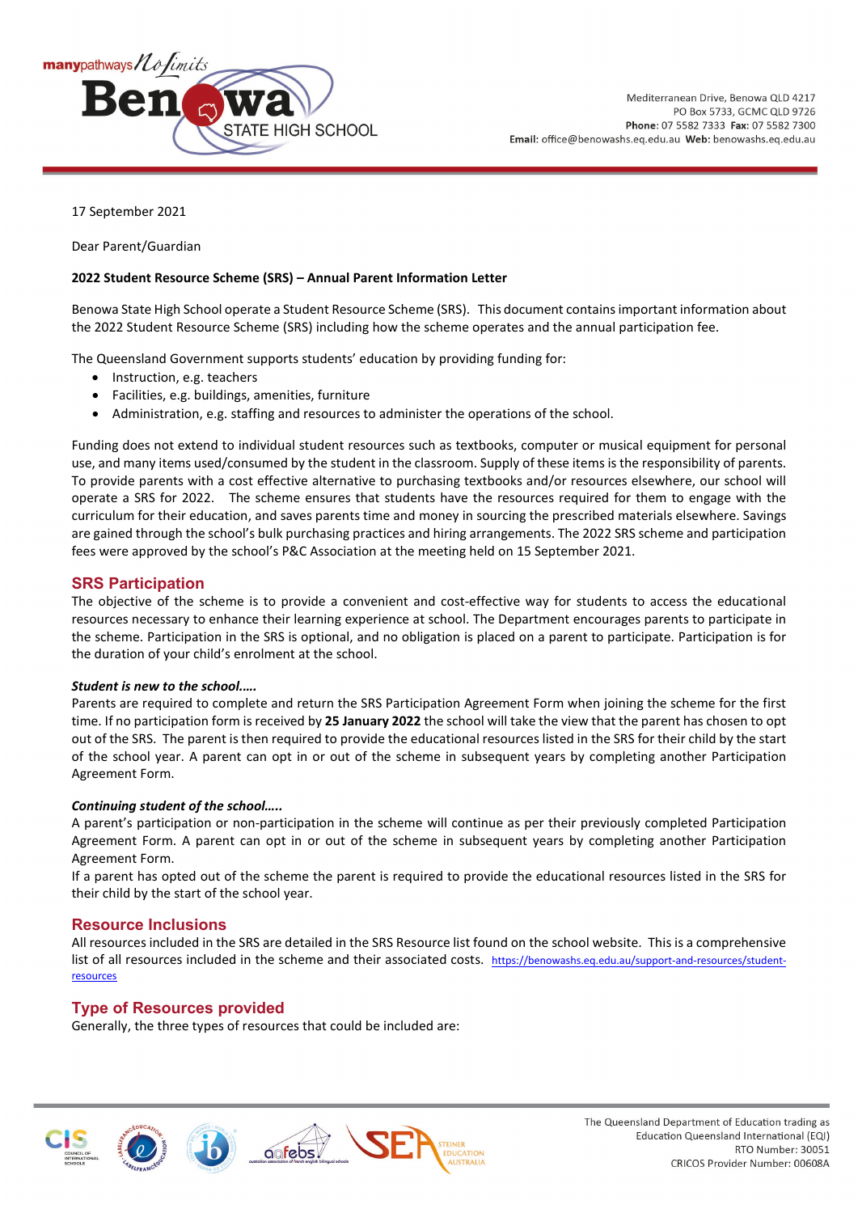Mediterranean Drive, Benowa QLD 4217
PO Box 5733, GCMC QLD 9726
**Phone**: 07 5582 7333 **Fax**: 07 5582 7300
**Email**: office@benowashs.eq.edu.au **Web**: benowashs.eq.edu.au

17 September 2021

Dear Parent/Guardian

**2022 Student Resource Scheme (SRS) – Annual Parent Information Letter**

Benowa State High School operate a Student Resource Scheme (SRS). This document contains important information about the 2022 Student Resource Scheme (SRS) including how the scheme operates and the annual participation fee.

The Queensland Government supports students' education by providing funding for:

- Instruction, e.g. teachers
- Facilities, e.g. buildings, amenities, furniture
- Administration, e.g. staffing and resources to administer the operations of the school.

Funding does not extend to individual student resources such as textbooks, computer or musical equipment for personal use, and many items used/consumed by the student in the classroom. Supply of these items is the responsibility of parents. To provide parents with a cost effective alternative to purchasing textbooks and/or resources elsewhere, our school will operate a SRS for 2022. The scheme ensures that students have the resources required for them to engage with the curriculum for their education, and saves parents time and money in sourcing the prescribed materials elsewhere. Savings are gained through the school's bulk purchasing practices and hiring arrangements. The 2022 SRS scheme and participation fees were approved by the school's P&C Association at the meeting held on 15 September 2021.

## SRS Participation

The objective of the scheme is to provide a convenient and cost-effective way for students to access the educational resources necessary to enhance their learning experience at school. The Department encourages parents to participate in the scheme. Participation in the SRS is optional, and no obligation is placed on a parent to participate. Participation is for the duration of your child's enrolment at the school.

***Student is new to the school…..***

Parents are required to complete and return the SRS Participation Agreement Form when joining the scheme for the first time. If no participation form is received by **25 January 2022** the school will take the view that the parent has chosen to opt out of the SRS. The parent is then required to provide the educational resources listed in the SRS for their child by the start of the school year. A parent can opt in or out of the scheme in subsequent years by completing another Participation Agreement Form.

***Continuing student of the school…..***

A parent's participation or non-participation in the scheme will continue as per their previously completed Participation Agreement Form. A parent can opt in or out of the scheme in subsequent years by completing another Participation Agreement Form.

If a parent has opted out of the scheme the parent is required to provide the educational resources listed in the SRS for their child by the start of the school year.

## Resource Inclusions

All resources included in the SRS are detailed in the SRS Resource list found on the school website. This is a comprehensive list of all resources included in the scheme and their associated costs. https://benowashs.eq.edu.au/support-and-resources/student-resources

## Type of Resources provided

Generally, the three types of resources that could be included are:

The Queensland Department of Education trading as Education Queensland International (EQI)
RTO Number: 30051
CRICOS Provider Number: 00608A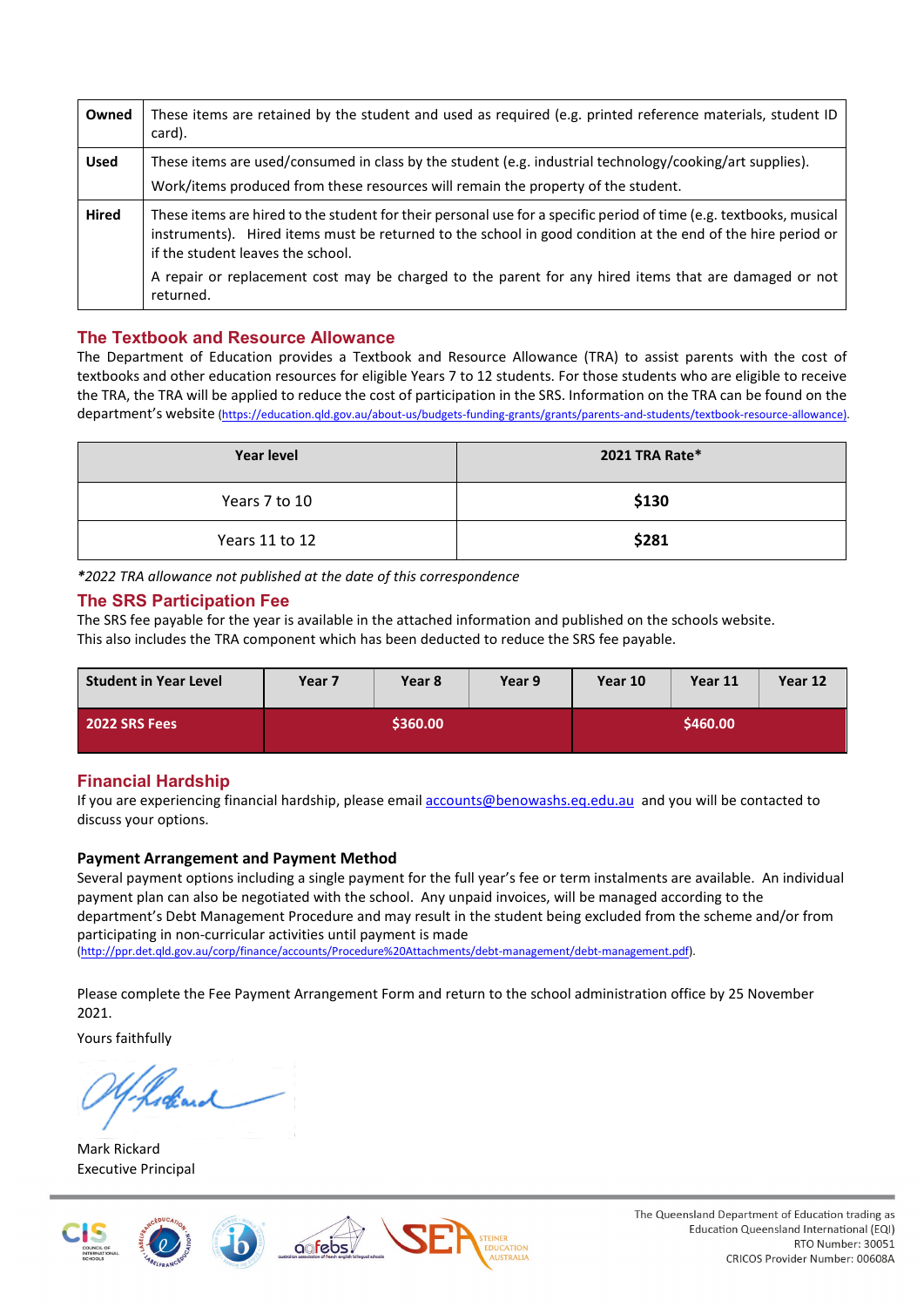| | |
|---|---|
| **Owned** | These items are retained by the student and used as required (e.g. printed reference materials, student ID card). |
| **Used** | These items are used/consumed in class by the student (e.g. industrial technology/cooking/art supplies). Work/items produced from these resources will remain the property of the student. |
| **Hired** | These items are hired to the student for their personal use for a specific period of time (e.g. textbooks, musical instruments). Hired items must be returned to the school in good condition at the end of the hire period or if the student leaves the school. A repair or replacement cost may be charged to the parent for any hired items that are damaged or not returned. |

## The Textbook and Resource Allowance

The Department of Education provides a Textbook and Resource Allowance (TRA) to assist parents with the cost of textbooks and other education resources for eligible Years 7 to 12 students. For those students who are eligible to receive the TRA, the TRA will be applied to reduce the cost of participation in the SRS. Information on the TRA can be found on the department's website (https://education.qld.gov.au/about-us/budgets-funding-grants/grants/parents-and-students/textbook-resource-allowance).

| Year level | 2021 TRA Rate* |
|---|---|
| Years 7 to 10 | **$130** |
| Years 11 to 12 | **$281** |

*\*2022 TRA allowance not published at the date of this correspondence*

## The SRS Participation Fee

The SRS fee payable for the year is available in the attached information and published on the schools website.
This also includes the TRA component which has been deducted to reduce the SRS fee payable.

| Student in Year Level | Year 7 | Year 8 | Year 9 | Year 10 | Year 11 | Year 12 |
|---|---|---|---|---|---|---|
| **2022 SRS Fees** | | **$360.00** | | | **$460.00** | |

## Financial Hardship

If you are experiencing financial hardship, please email accounts@benowashs.eq.edu.au and you will be contacted to discuss your options.

### Payment Arrangement and Payment Method

Several payment options including a single payment for the full year's fee or term instalments are available. An individual payment plan can also be negotiated with the school. Any unpaid invoices, will be managed according to the department's Debt Management Procedure and may result in the student being excluded from the scheme and/or from participating in non-curricular activities until payment is made
(http://ppr.det.qld.gov.au/corp/finance/accounts/Procedure%20Attachments/debt-management/debt-management.pdf).

Please complete the Fee Payment Arrangement Form and return to the school administration office by 25 November 2021.

Yours faithfully

Mark Rickard
Executive Principal

The Queensland Department of Education trading as
Education Queensland International (EQI)
RTO Number: 30051
CRICOS Provider Number: 00608A